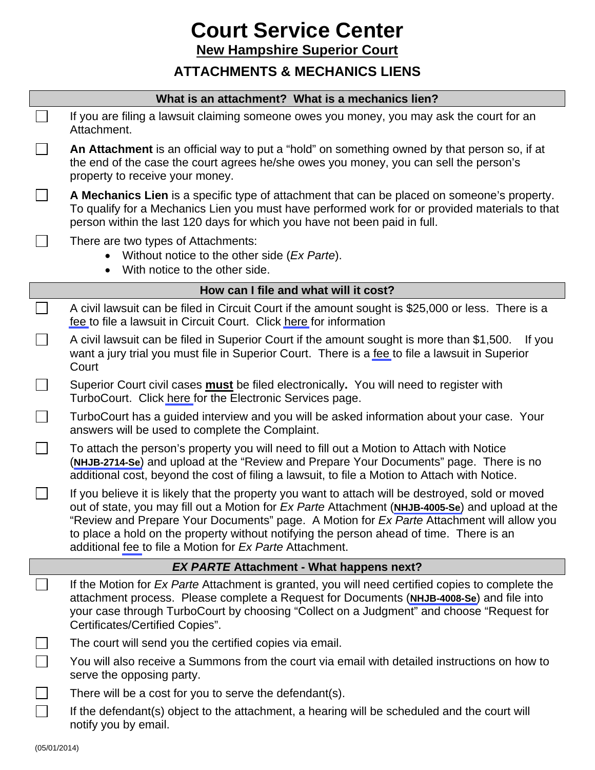# Court Service Center

## New Hampshire Superior Court

## ATTACHMENTS & MECHANICS LIENS

### What is an attachment? What is a mechanics lien?

- [ ] If you are filing a lawsuit claiming someone owes you money, you may ask the court for an Attachment.
- [ ] **An Attachment** is an official way to put a "hold" on something owned by that person so, if at the end of the case the court agrees he/she owes you money, you can sell the person's property to receive your money.
- [ ] **A Mechanics Lien** is a specific type of attachment that can be placed on someone's property. To qualify for a Mechanics Lien you must have performed work for or provided materials to that person within the last 120 days for which you have not been paid in full.
- [ ] There are two types of Attachments:
  - Without notice to the other side (*Ex Parte*).
  - With notice to the other side.

### How can I file and what will it cost?

- [ ] A civil lawsuit can be filed in Circuit Court if the amount sought is $25,000 or less. There is a fee to file a lawsuit in Circuit Court. Click here for information
- [ ] A civil lawsuit can be filed in Superior Court if the amount sought is more than $1,500. If you want a jury trial you must file in Superior Court. There is a fee to file a lawsuit in Superior Court
- [ ] Superior Court civil cases **must** be filed electronically**.** You will need to register with TurboCourt. Click here for the Electronic Services page.
- [ ] TurboCourt has a guided interview and you will be asked information about your case. Your answers will be used to complete the Complaint.
- [ ] To attach the person's property you will need to fill out a Motion to Attach with Notice (**NHJB-2714-Se**) and upload at the "Review and Prepare Your Documents" page. There is no additional cost, beyond the cost of filing a lawsuit, to file a Motion to Attach with Notice.
- [ ] If you believe it is likely that the property you want to attach will be destroyed, sold or moved out of state, you may fill out a Motion for *Ex Parte* Attachment (**NHJB-4005-Se**) and upload at the "Review and Prepare Your Documents" page. A Motion for *Ex Parte* Attachment will allow you to place a hold on the property without notifying the person ahead of time. There is an additional fee to file a Motion for *Ex Parte* Attachment.

### *EX PARTE* Attachment - What happens next?

- [ ] If the Motion for *Ex Parte* Attachment is granted, you will need certified copies to complete the attachment process. Please complete a Request for Documents (**NHJB-4008-Se**) and file into your case through TurboCourt by choosing "Collect on a Judgment" and choose "Request for Certificates/Certified Copies".
- [ ] The court will send you the certified copies via email.
- [ ] You will also receive a Summons from the court via email with detailed instructions on how to serve the opposing party.
- [ ] There will be a cost for you to serve the defendant(s).
- [ ] If the defendant(s) object to the attachment, a hearing will be scheduled and the court will notify you by email.

(05/01/2014)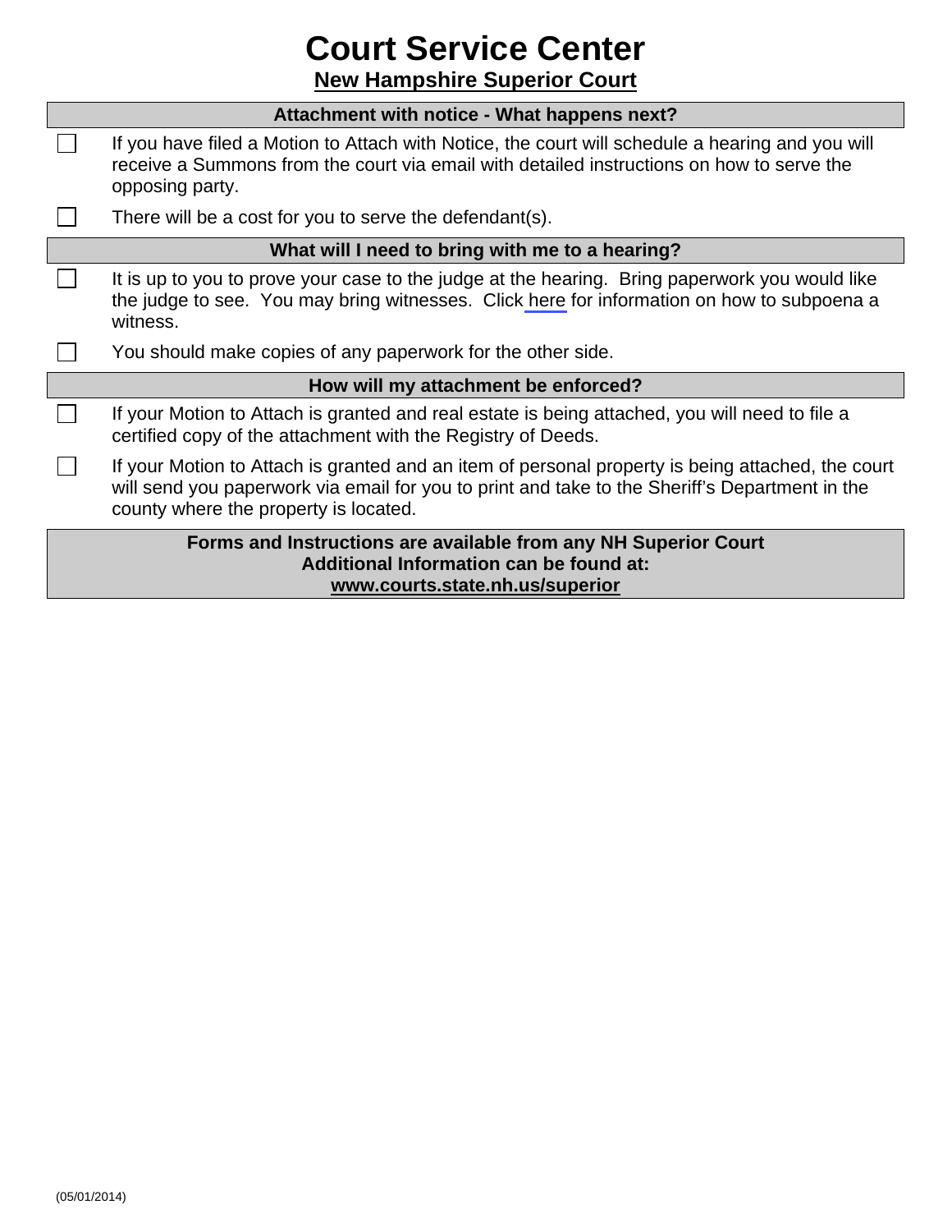# Court Service Center

**New Hampshire Superior Court**

## Attachment with notice - What happens next?

- ☐ If you have filed a Motion to Attach with Notice, the court will schedule a hearing and you will receive a Summons from the court via email with detailed instructions on how to serve the opposing party.
- ☐ There will be a cost for you to serve the defendant(s).

## What will I need to bring with me to a hearing?

- ☐ It is up to you to prove your case to the judge at the hearing. Bring paperwork you would like the judge to see. You may bring witnesses. Click here for information on how to subpoena a witness.
- ☐ You should make copies of any paperwork for the other side.

## How will my attachment be enforced?

- ☐ If your Motion to Attach is granted and real estate is being attached, you will need to file a certified copy of the attachment with the Registry of Deeds.
- ☐ If your Motion to Attach is granted and an item of personal property is being attached, the court will send you paperwork via email for you to print and take to the Sheriff's Department in the county where the property is located.

**Forms and Instructions are available from any NH Superior Court**
**Additional Information can be found at:**
**www.courts.state.nh.us/superior**

(05/01/2014)